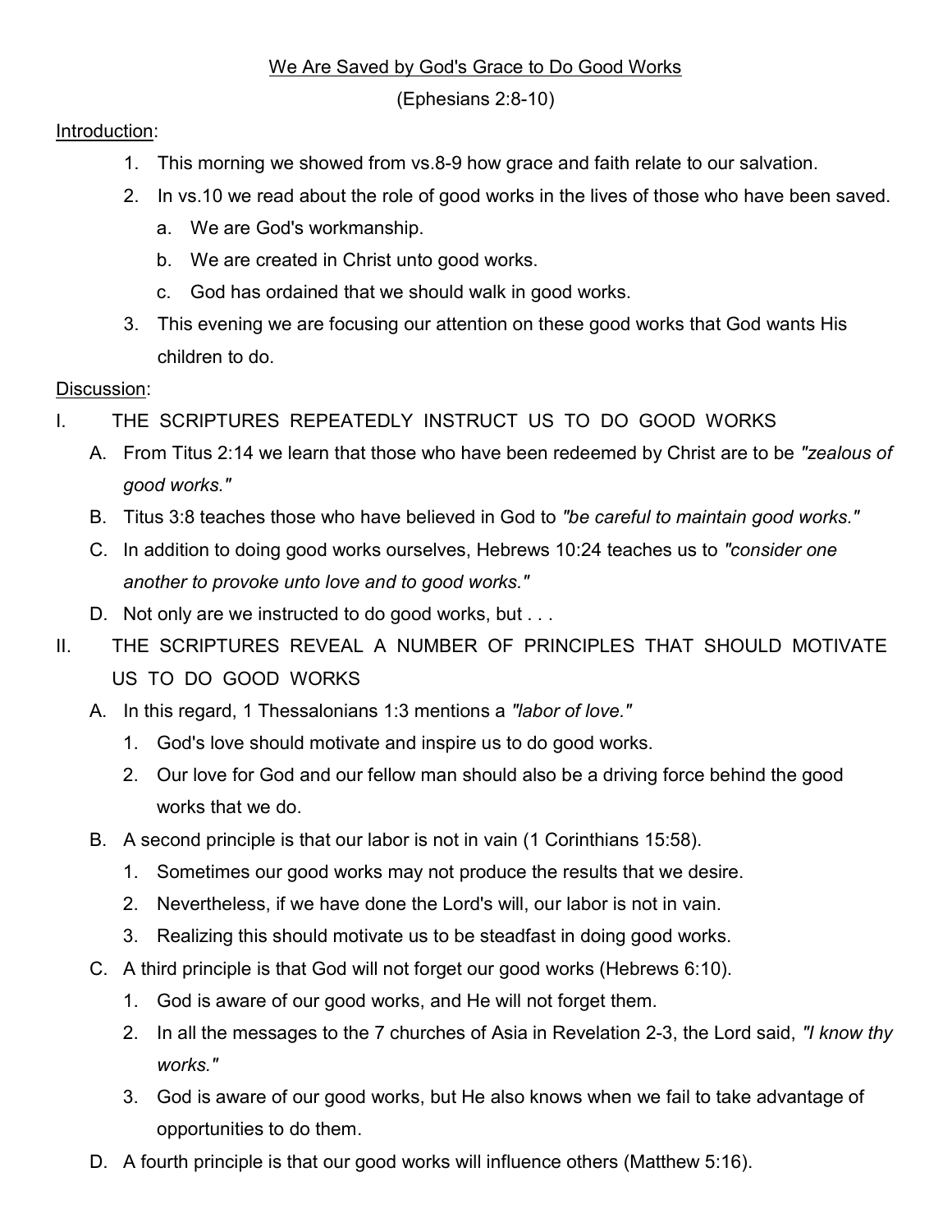# We Are Saved by God's Grace to Do Good Works

(Ephesians 2:8-10)

Introduction:

1. This morning we showed from vs.8-9 how grace and faith relate to our salvation.
2. In vs.10 we read about the role of good works in the lives of those who have been saved.
   a. We are God's workmanship.
   b. We are created in Christ unto good works.
   c. God has ordained that we should walk in good works.
3. This evening we are focusing our attention on these good works that God wants His children to do.

Discussion:

I. THE SCRIPTURES REPEATEDLY INSTRUCT US TO DO GOOD WORKS

A. From Titus 2:14 we learn that those who have been redeemed by Christ are to be *"zealous of good works."*

B. Titus 3:8 teaches those who have believed in God to *"be careful to maintain good works."*

C. In addition to doing good works ourselves, Hebrews 10:24 teaches us to *"consider one another to provoke unto love and to good works."*

D. Not only are we instructed to do good works, but . . .

II. THE SCRIPTURES REVEAL A NUMBER OF PRINCIPLES THAT SHOULD MOTIVATE US TO DO GOOD WORKS

A. In this regard, 1 Thessalonians 1:3 mentions a *"labor of love."*
   1. God's love should motivate and inspire us to do good works.
   2. Our love for God and our fellow man should also be a driving force behind the good works that we do.

B. A second principle is that our labor is not in vain (1 Corinthians 15:58).
   1. Sometimes our good works may not produce the results that we desire.
   2. Nevertheless, if we have done the Lord's will, our labor is not in vain.
   3. Realizing this should motivate us to be steadfast in doing good works.

C. A third principle is that God will not forget our good works (Hebrews 6:10).
   1. God is aware of our good works, and He will not forget them.
   2. In all the messages to the 7 churches of Asia in Revelation 2-3, the Lord said, *"I know thy works."*
   3. God is aware of our good works, but He also knows when we fail to take advantage of opportunities to do them.

D. A fourth principle is that our good works will influence others (Matthew 5:16).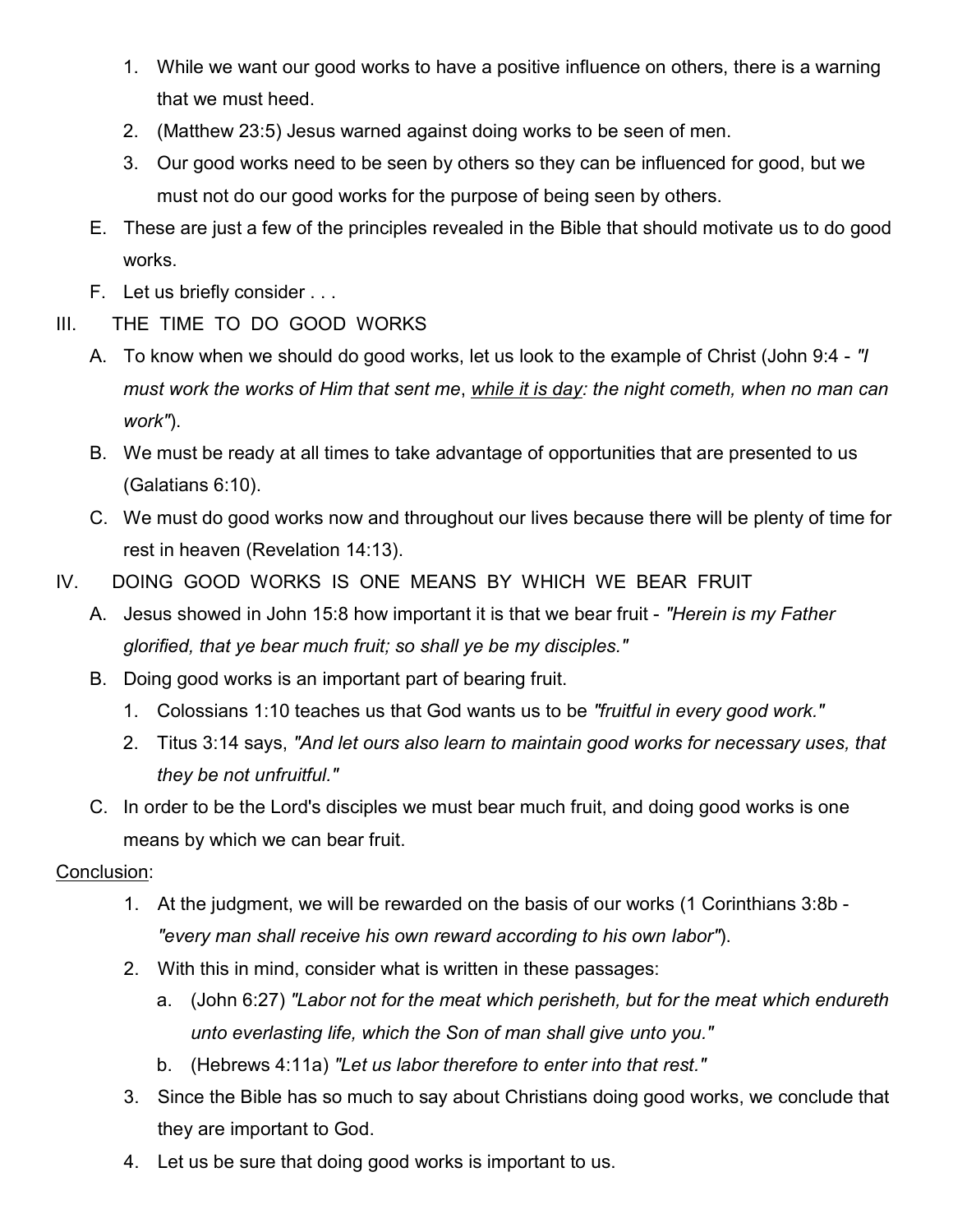1. While we want our good works to have a positive influence on others, there is a warning that we must heed.
2. (Matthew 23:5) Jesus warned against doing works to be seen of men.
3. Our good works need to be seen by others so they can be influenced for good, but we must not do our good works for the purpose of being seen by others.

E. These are just a few of the principles revealed in the Bible that should motivate us to do good works.

F. Let us briefly consider . . .

III. THE TIME TO DO GOOD WORKS

A. To know when we should do good works, let us look to the example of Christ (John 9:4 - *"I must work the works of Him that sent me*, <u>*while it is day*</u>*: the night cometh, when no man can work"*).

B. We must be ready at all times to take advantage of opportunities that are presented to us (Galatians 6:10).

C. We must do good works now and throughout our lives because there will be plenty of time for rest in heaven (Revelation 14:13).

IV. DOING GOOD WORKS IS ONE MEANS BY WHICH WE BEAR FRUIT

A. Jesus showed in John 15:8 how important it is that we bear fruit - *"Herein is my Father glorified, that ye bear much fruit; so shall ye be my disciples."*

B. Doing good works is an important part of bearing fruit.

1. Colossians 1:10 teaches us that God wants us to be *"fruitful in every good work."*
2. Titus 3:14 says, *"And let ours also learn to maintain good works for necessary uses, that they be not unfruitful."*

C. In order to be the Lord's disciples we must bear much fruit, and doing good works is one means by which we can bear fruit.

<u>Conclusion</u>:

1. At the judgment, we will be rewarded on the basis of our works (1 Corinthians 3:8b - *"every man shall receive his own reward according to his own labor"*).
2. With this in mind, consider what is written in these passages:
   a. (John 6:27) *"Labor not for the meat which perisheth, but for the meat which endureth unto everlasting life, which the Son of man shall give unto you."*
   b. (Hebrews 4:11a) *"Let us labor therefore to enter into that rest."*
3. Since the Bible has so much to say about Christians doing good works, we conclude that they are important to God.
4. Let us be sure that doing good works is important to us.